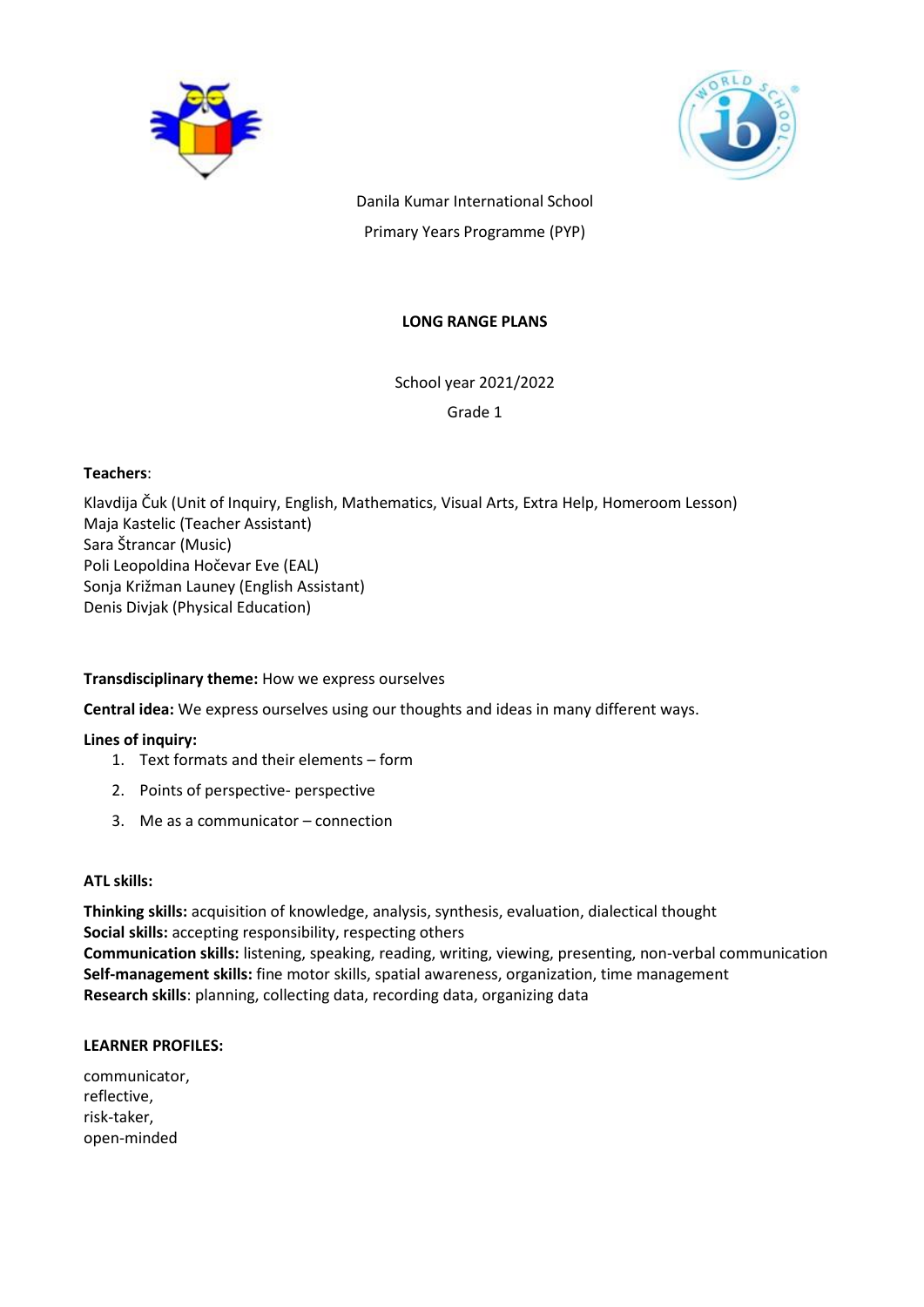Danila Kumar International School

Primary Years Programme (PYP)

**LONG RANGE PLANS**

School year 2021/2022

Grade 1

**Teachers**:

Klavdija Čuk (Unit of Inquiry, English, Mathematics, Visual Arts, Extra Help, Homeroom Lesson)
Maja Kastelic (Teacher Assistant)
Sara Štrancar (Music)
Poli Leopoldina Hočevar Eve (EAL)
Sonja Križman Launey (English Assistant)
Denis Divjak (Physical Education)

**Transdisciplinary theme:** How we express ourselves

**Central idea:** We express ourselves using our thoughts and ideas in many different ways.

**Lines of inquiry:**

1. Text formats and their elements – form
2. Points of perspective- perspective
3. Me as a communicator – connection

**ATL skills:**

**Thinking skills:** acquisition of knowledge, analysis, synthesis, evaluation, dialectical thought
**Social skills:** accepting responsibility, respecting others
**Communication skills:** listening, speaking, reading, writing, viewing, presenting, non-verbal communication
**Self-management skills:** fine motor skills, spatial awareness, organization, time management
**Research skills**: planning, collecting data, recording data, organizing data

**LEARNER PROFILES:**

communicator,
reflective,
risk-taker,
open-minded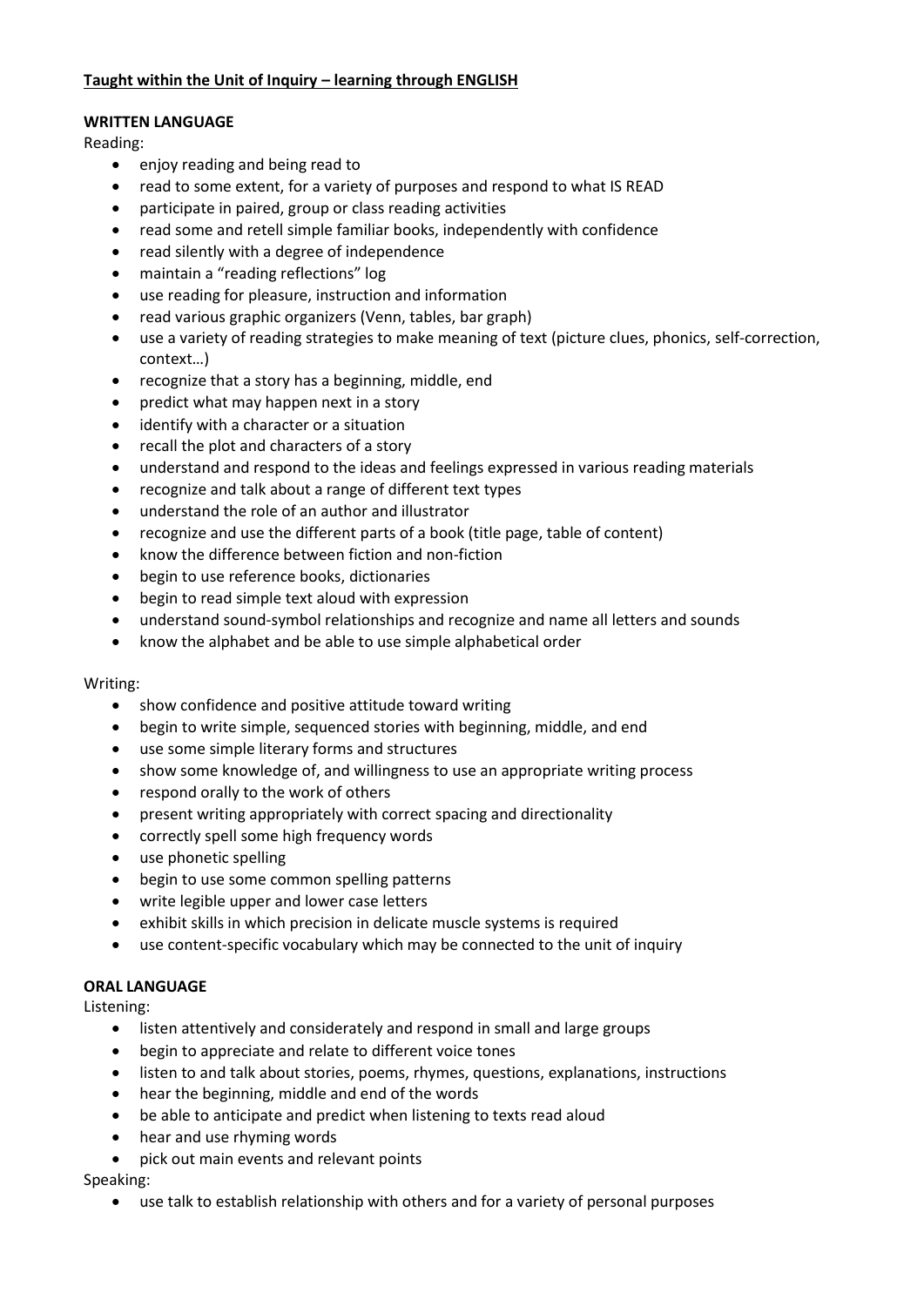**<u>Taught within the Unit of Inquiry – learning through ENGLISH</u>**

**WRITTEN LANGUAGE**

Reading:

- enjoy reading and being read to
- read to some extent, for a variety of purposes and respond to what IS READ
- participate in paired, group or class reading activities
- read some and retell simple familiar books, independently with confidence
- read silently with a degree of independence
- maintain a "reading reflections" log
- use reading for pleasure, instruction and information
- read various graphic organizers (Venn, tables, bar graph)
- use a variety of reading strategies to make meaning of text (picture clues, phonics, self-correction, context…)
- recognize that a story has a beginning, middle, end
- predict what may happen next in a story
- identify with a character or a situation
- recall the plot and characters of a story
- understand and respond to the ideas and feelings expressed in various reading materials
- recognize and talk about a range of different text types
- understand the role of an author and illustrator
- recognize and use the different parts of a book (title page, table of content)
- know the difference between fiction and non-fiction
- begin to use reference books, dictionaries
- begin to read simple text aloud with expression
- understand sound-symbol relationships and recognize and name all letters and sounds
- know the alphabet and be able to use simple alphabetical order

Writing:

- show confidence and positive attitude toward writing
- begin to write simple, sequenced stories with beginning, middle, and end
- use some simple literary forms and structures
- show some knowledge of, and willingness to use an appropriate writing process
- respond orally to the work of others
- present writing appropriately with correct spacing and directionality
- correctly spell some high frequency words
- use phonetic spelling
- begin to use some common spelling patterns
- write legible upper and lower case letters
- exhibit skills in which precision in delicate muscle systems is required
- use content-specific vocabulary which may be connected to the unit of inquiry

**ORAL LANGUAGE**

Listening:

- listen attentively and considerately and respond in small and large groups
- begin to appreciate and relate to different voice tones
- listen to and talk about stories, poems, rhymes, questions, explanations, instructions
- hear the beginning, middle and end of the words
- be able to anticipate and predict when listening to texts read aloud
- hear and use rhyming words
- pick out main events and relevant points

Speaking:

- use talk to establish relationship with others and for a variety of personal purposes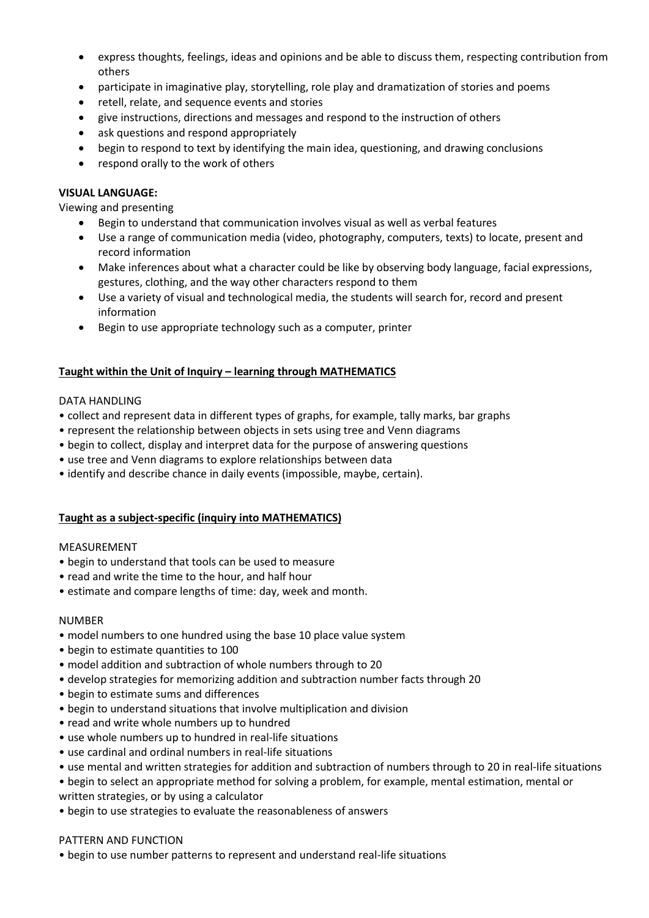- express thoughts, feelings, ideas and opinions and be able to discuss them, respecting contribution from others
- participate in imaginative play, storytelling, role play and dramatization of stories and poems
- retell, relate, and sequence events and stories
- give instructions, directions and messages and respond to the instruction of others
- ask questions and respond appropriately
- begin to respond to text by identifying the main idea, questioning, and drawing conclusions
- respond orally to the work of others

**VISUAL LANGUAGE:**

Viewing and presenting

- Begin to understand that communication involves visual as well as verbal features
- Use a range of communication media (video, photography, computers, texts) to locate, present and record information
- Make inferences about what a character could be like by observing body language, facial expressions, gestures, clothing, and the way other characters respond to them
- Use a variety of visual and technological media, the students will search for, record and present information
- Begin to use appropriate technology such as a computer, printer

**Taught within the Unit of Inquiry – learning through MATHEMATICS**

DATA HANDLING

- collect and represent data in different types of graphs, for example, tally marks, bar graphs
- represent the relationship between objects in sets using tree and Venn diagrams
- begin to collect, display and interpret data for the purpose of answering questions
- use tree and Venn diagrams to explore relationships between data
- identify and describe chance in daily events (impossible, maybe, certain).

**Taught as a subject-specific (inquiry into MATHEMATICS)**

MEASUREMENT

- begin to understand that tools can be used to measure
- read and write the time to the hour, and half hour
- estimate and compare lengths of time: day, week and month.

NUMBER

- model numbers to one hundred using the base 10 place value system
- begin to estimate quantities to 100
- model addition and subtraction of whole numbers through to 20
- develop strategies for memorizing addition and subtraction number facts through 20
- begin to estimate sums and differences
- begin to understand situations that involve multiplication and division
- read and write whole numbers up to hundred
- use whole numbers up to hundred in real-life situations
- use cardinal and ordinal numbers in real-life situations
- use mental and written strategies for addition and subtraction of numbers through to 20 in real-life situations
- begin to select an appropriate method for solving a problem, for example, mental estimation, mental or written strategies, or by using a calculator
- begin to use strategies to evaluate the reasonableness of answers

PATTERN AND FUNCTION

- begin to use number patterns to represent and understand real-life situations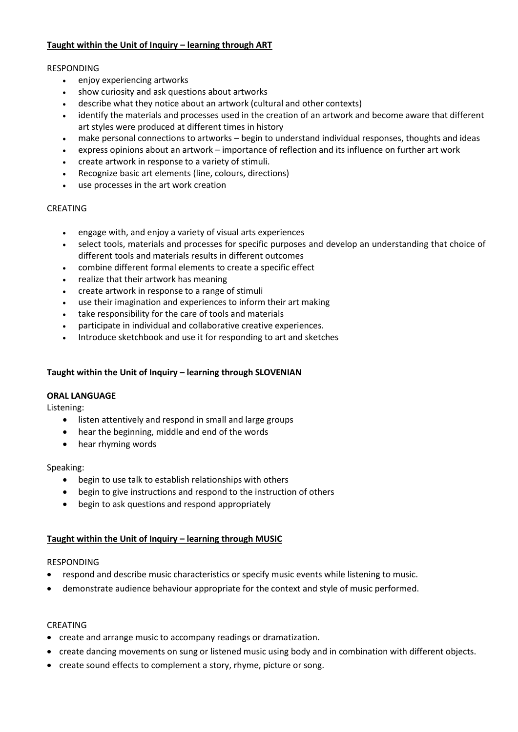**Taught within the Unit of Inquiry – learning through ART**

RESPONDING

- enjoy experiencing artworks
- show curiosity and ask questions about artworks
- describe what they notice about an artwork (cultural and other contexts)
- identify the materials and processes used in the creation of an artwork and become aware that different art styles were produced at different times in history
- make personal connections to artworks – begin to understand individual responses, thoughts and ideas
- express opinions about an artwork – importance of reflection and its influence on further art work
- create artwork in response to a variety of stimuli.
- Recognize basic art elements (line, colours, directions)
- use processes in the art work creation

CREATING

- engage with, and enjoy a variety of visual arts experiences
- select tools, materials and processes for specific purposes and develop an understanding that choice of different tools and materials results in different outcomes
- combine different formal elements to create a specific effect
- realize that their artwork has meaning
- create artwork in response to a range of stimuli
- use their imagination and experiences to inform their art making
- take responsibility for the care of tools and materials
- participate in individual and collaborative creative experiences.
- Introduce sketchbook and use it for responding to art and sketches

**Taught within the Unit of Inquiry – learning through SLOVENIAN**

**ORAL LANGUAGE**

Listening:

- listen attentively and respond in small and large groups
- hear the beginning, middle and end of the words
- hear rhyming words

Speaking:

- begin to use talk to establish relationships with others
- begin to give instructions and respond to the instruction of others
- begin to ask questions and respond appropriately

**Taught within the Unit of Inquiry – learning through MUSIC**

RESPONDING

- respond and describe music characteristics or specify music events while listening to music.
- demonstrate audience behaviour appropriate for the context and style of music performed.

CREATING

- create and arrange music to accompany readings or dramatization.
- create dancing movements on sung or listened music using body and in combination with different objects.
- create sound effects to complement a story, rhyme, picture or song.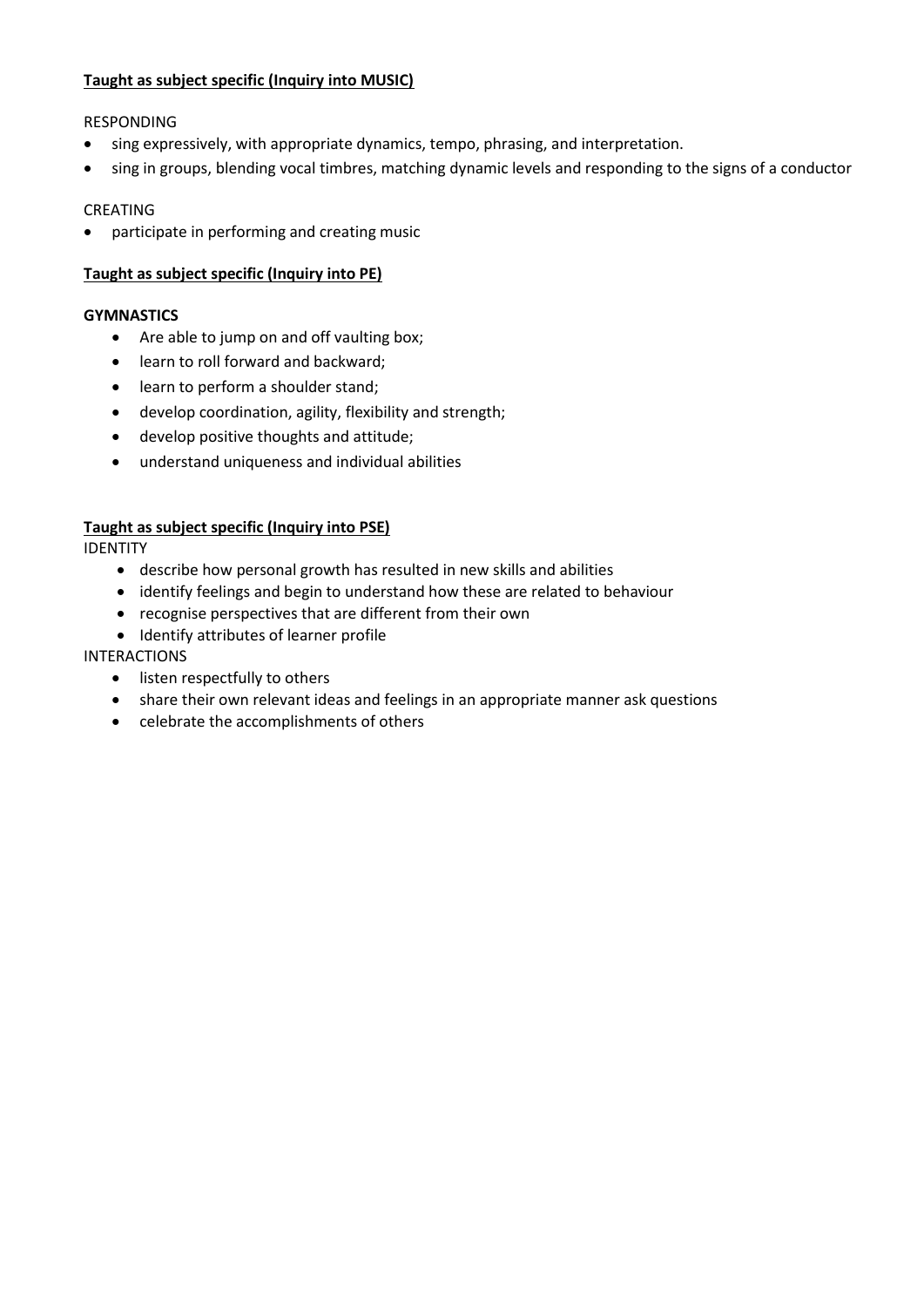**Taught as subject specific (Inquiry into MUSIC)**

RESPONDING

- sing expressively, with appropriate dynamics, tempo, phrasing, and interpretation.
- sing in groups, blending vocal timbres, matching dynamic levels and responding to the signs of a conductor

CREATING

- participate in performing and creating music

**Taught as subject specific (Inquiry into PE)**

**GYMNASTICS**

- Are able to jump on and off vaulting box;
- learn to roll forward and backward;
- learn to perform a shoulder stand;
- develop coordination, agility, flexibility and strength;
- develop positive thoughts and attitude;
- understand uniqueness and individual abilities

**Taught as subject specific (Inquiry into PSE)**

IDENTITY

- describe how personal growth has resulted in new skills and abilities
- identify feelings and begin to understand how these are related to behaviour
- recognise perspectives that are different from their own
- Identify attributes of learner profile

INTERACTIONS

- listen respectfully to others
- share their own relevant ideas and feelings in an appropriate manner ask questions
- celebrate the accomplishments of others